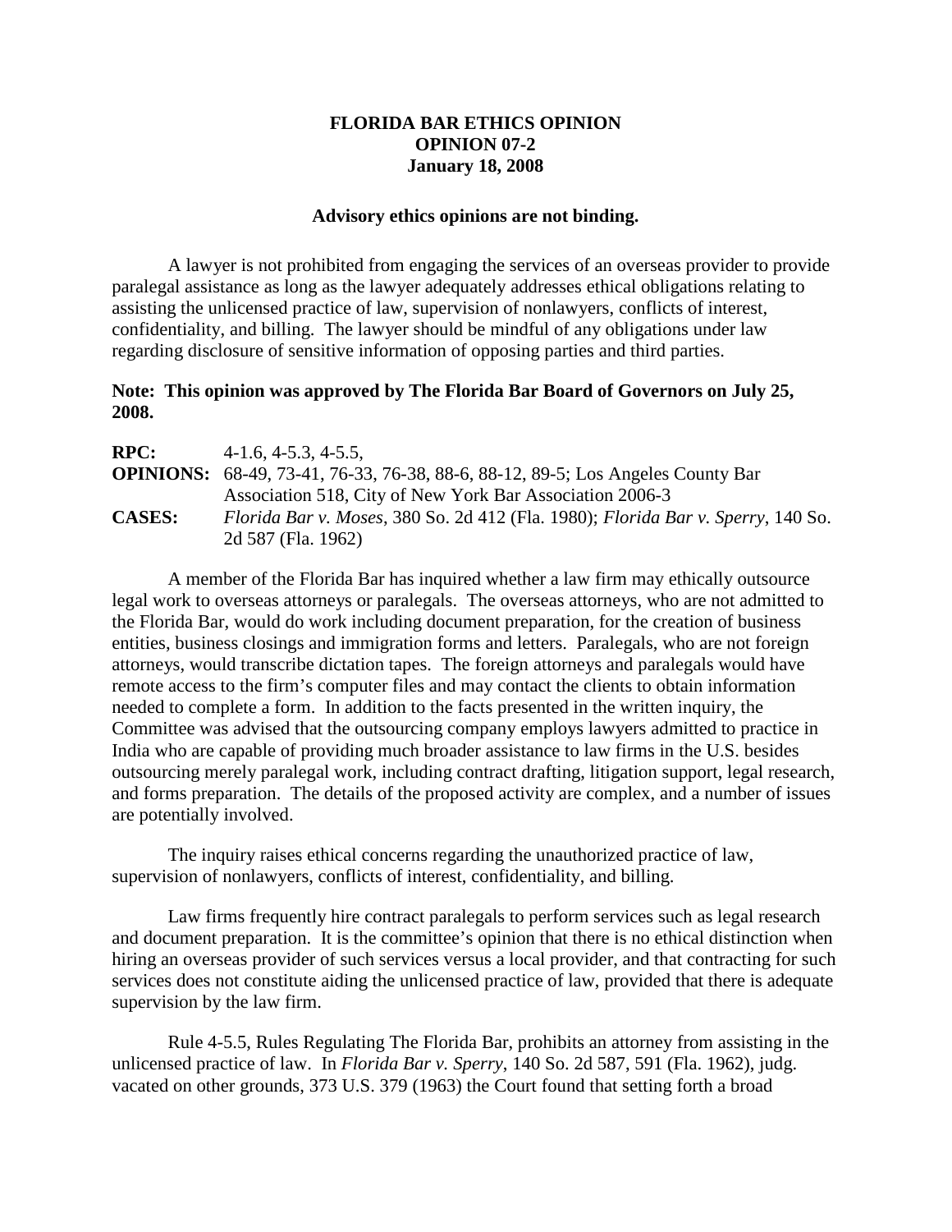# FLORIDA BAR ETHICS OPINION
# OPINION 07-2
# January 18, 2008

**Advisory ethics opinions are not binding.**

A lawyer is not prohibited from engaging the services of an overseas provider to provide paralegal assistance as long as the lawyer adequately addresses ethical obligations relating to assisting the unlicensed practice of law, supervision of nonlawyers, conflicts of interest, confidentiality, and billing. The lawyer should be mindful of any obligations under law regarding disclosure of sensitive information of opposing parties and third parties.

**Note: This opinion was approved by The Florida Bar Board of Governors on July 25, 2008.**

**RPC:** 4-1.6, 4-5.3, 4-5.5,
**OPINIONS:** 68-49, 73-41, 76-33, 76-38, 88-6, 88-12, 89-5; Los Angeles County Bar Association 518, City of New York Bar Association 2006-3
**CASES:** *Florida Bar v. Moses*, 380 So. 2d 412 (Fla. 1980); *Florida Bar v. Sperry*, 140 So. 2d 587 (Fla. 1962)

A member of the Florida Bar has inquired whether a law firm may ethically outsource legal work to overseas attorneys or paralegals. The overseas attorneys, who are not admitted to the Florida Bar, would do work including document preparation, for the creation of business entities, business closings and immigration forms and letters. Paralegals, who are not foreign attorneys, would transcribe dictation tapes. The foreign attorneys and paralegals would have remote access to the firm's computer files and may contact the clients to obtain information needed to complete a form. In addition to the facts presented in the written inquiry, the Committee was advised that the outsourcing company employs lawyers admitted to practice in India who are capable of providing much broader assistance to law firms in the U.S. besides outsourcing merely paralegal work, including contract drafting, litigation support, legal research, and forms preparation. The details of the proposed activity are complex, and a number of issues are potentially involved.

The inquiry raises ethical concerns regarding the unauthorized practice of law, supervision of nonlawyers, conflicts of interest, confidentiality, and billing.

Law firms frequently hire contract paralegals to perform services such as legal research and document preparation. It is the committee's opinion that there is no ethical distinction when hiring an overseas provider of such services versus a local provider, and that contracting for such services does not constitute aiding the unlicensed practice of law, provided that there is adequate supervision by the law firm.

Rule 4-5.5, Rules Regulating The Florida Bar, prohibits an attorney from assisting in the unlicensed practice of law. In *Florida Bar v. Sperry*, 140 So. 2d 587, 591 (Fla. 1962), judg. vacated on other grounds, 373 U.S. 379 (1963) the Court found that setting forth a broad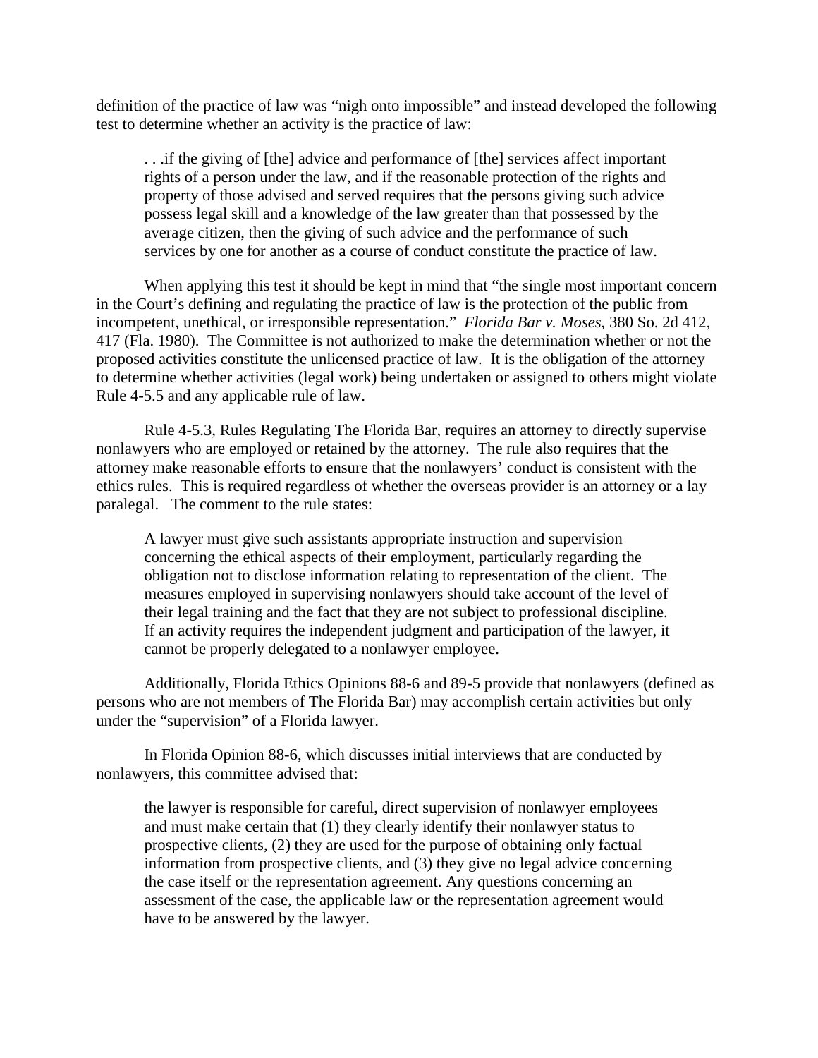definition of the practice of law was "nigh onto impossible" and instead developed the following test to determine whether an activity is the practice of law:

> . . .if the giving of [the] advice and performance of [the] services affect important rights of a person under the law, and if the reasonable protection of the rights and property of those advised and served requires that the persons giving such advice possess legal skill and a knowledge of the law greater than that possessed by the average citizen, then the giving of such advice and the performance of such services by one for another as a course of conduct constitute the practice of law.

When applying this test it should be kept in mind that "the single most important concern in the Court's defining and regulating the practice of law is the protection of the public from incompetent, unethical, or irresponsible representation." *Florida Bar v. Moses*, 380 So. 2d 412, 417 (Fla. 1980). The Committee is not authorized to make the determination whether or not the proposed activities constitute the unlicensed practice of law. It is the obligation of the attorney to determine whether activities (legal work) being undertaken or assigned to others might violate Rule 4-5.5 and any applicable rule of law.

Rule 4-5.3, Rules Regulating The Florida Bar, requires an attorney to directly supervise nonlawyers who are employed or retained by the attorney. The rule also requires that the attorney make reasonable efforts to ensure that the nonlawyers' conduct is consistent with the ethics rules. This is required regardless of whether the overseas provider is an attorney or a lay paralegal. The comment to the rule states:

> A lawyer must give such assistants appropriate instruction and supervision concerning the ethical aspects of their employment, particularly regarding the obligation not to disclose information relating to representation of the client. The measures employed in supervising nonlawyers should take account of the level of their legal training and the fact that they are not subject to professional discipline. If an activity requires the independent judgment and participation of the lawyer, it cannot be properly delegated to a nonlawyer employee.

Additionally, Florida Ethics Opinions 88-6 and 89-5 provide that nonlawyers (defined as persons who are not members of The Florida Bar) may accomplish certain activities but only under the "supervision" of a Florida lawyer.

In Florida Opinion 88-6, which discusses initial interviews that are conducted by nonlawyers, this committee advised that:

> the lawyer is responsible for careful, direct supervision of nonlawyer employees and must make certain that (1) they clearly identify their nonlawyer status to prospective clients, (2) they are used for the purpose of obtaining only factual information from prospective clients, and (3) they give no legal advice concerning the case itself or the representation agreement. Any questions concerning an assessment of the case, the applicable law or the representation agreement would have to be answered by the lawyer.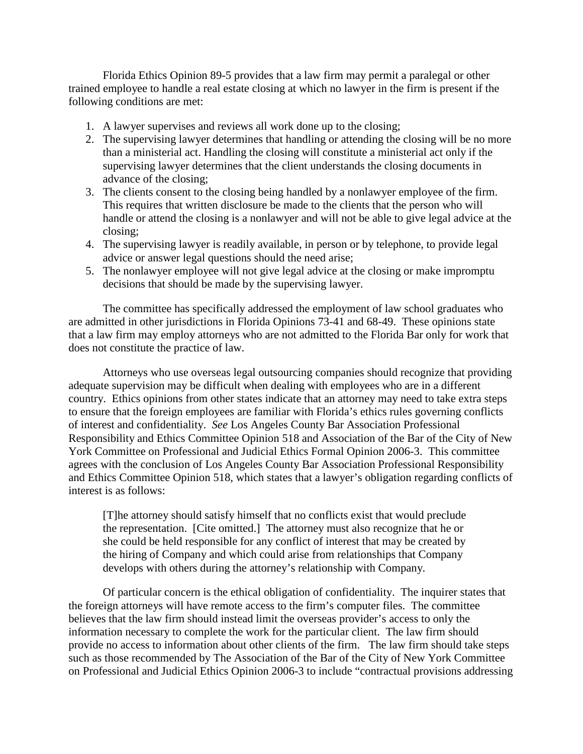Florida Ethics Opinion 89-5 provides that a law firm may permit a paralegal or other trained employee to handle a real estate closing at which no lawyer in the firm is present if the following conditions are met:

1. A lawyer supervises and reviews all work done up to the closing;
2. The supervising lawyer determines that handling or attending the closing will be no more than a ministerial act. Handling the closing will constitute a ministerial act only if the supervising lawyer determines that the client understands the closing documents in advance of the closing;
3. The clients consent to the closing being handled by a nonlawyer employee of the firm. This requires that written disclosure be made to the clients that the person who will handle or attend the closing is a nonlawyer and will not be able to give legal advice at the closing;
4. The supervising lawyer is readily available, in person or by telephone, to provide legal advice or answer legal questions should the need arise;
5. The nonlawyer employee will not give legal advice at the closing or make impromptu decisions that should be made by the supervising lawyer.

The committee has specifically addressed the employment of law school graduates who are admitted in other jurisdictions in Florida Opinions 73-41 and 68-49. These opinions state that a law firm may employ attorneys who are not admitted to the Florida Bar only for work that does not constitute the practice of law.

Attorneys who use overseas legal outsourcing companies should recognize that providing adequate supervision may be difficult when dealing with employees who are in a different country. Ethics opinions from other states indicate that an attorney may need to take extra steps to ensure that the foreign employees are familiar with Florida's ethics rules governing conflicts of interest and confidentiality. *See* Los Angeles County Bar Association Professional Responsibility and Ethics Committee Opinion 518 and Association of the Bar of the City of New York Committee on Professional and Judicial Ethics Formal Opinion 2006-3. This committee agrees with the conclusion of Los Angeles County Bar Association Professional Responsibility and Ethics Committee Opinion 518, which states that a lawyer's obligation regarding conflicts of interest is as follows:

> [T]he attorney should satisfy himself that no conflicts exist that would preclude the representation. [Cite omitted.] The attorney must also recognize that he or she could be held responsible for any conflict of interest that may be created by the hiring of Company and which could arise from relationships that Company develops with others during the attorney's relationship with Company.

Of particular concern is the ethical obligation of confidentiality. The inquirer states that the foreign attorneys will have remote access to the firm's computer files. The committee believes that the law firm should instead limit the overseas provider's access to only the information necessary to complete the work for the particular client. The law firm should provide no access to information about other clients of the firm. The law firm should take steps such as those recommended by The Association of the Bar of the City of New York Committee on Professional and Judicial Ethics Opinion 2006-3 to include "contractual provisions addressing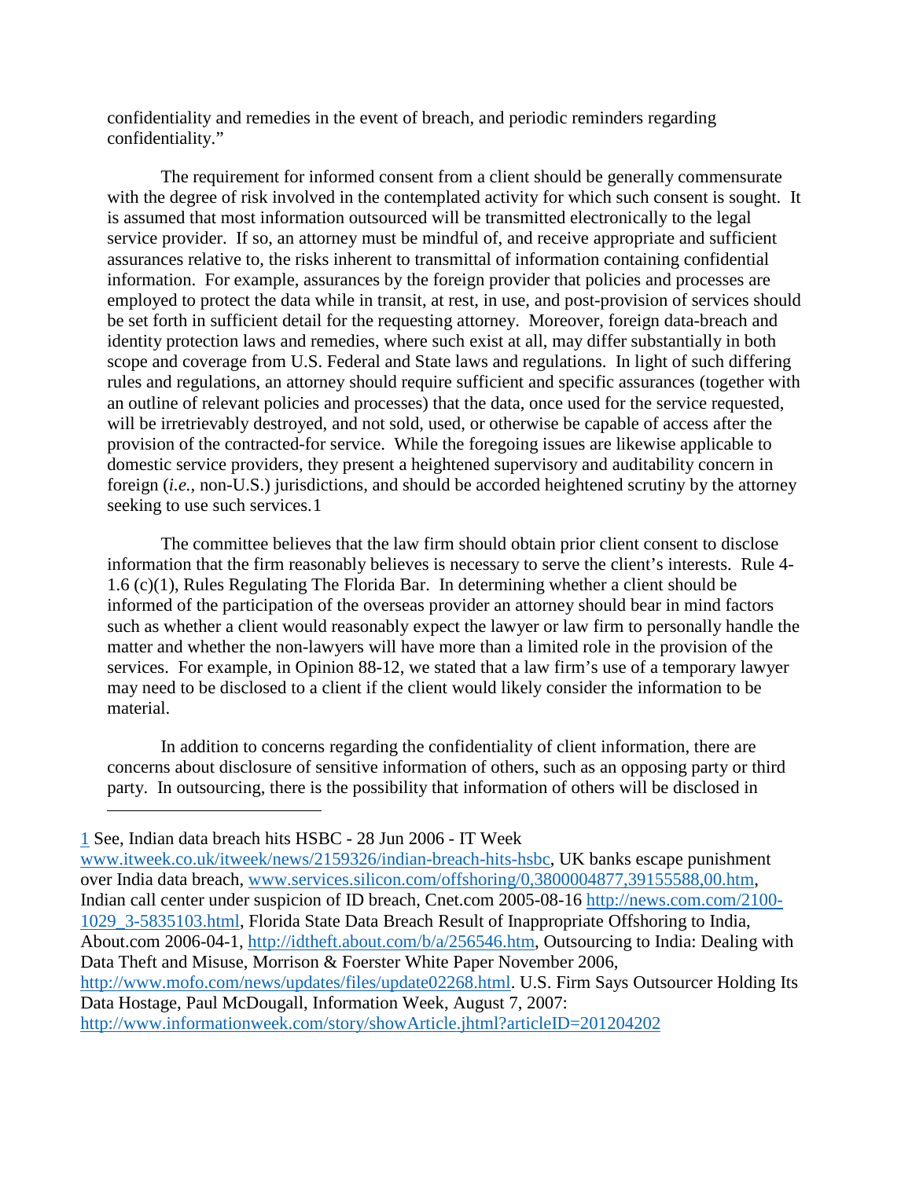confidentiality and remedies in the event of breach, and periodic reminders regarding confidentiality."

The requirement for informed consent from a client should be generally commensurate with the degree of risk involved in the contemplated activity for which such consent is sought. It is assumed that most information outsourced will be transmitted electronically to the legal service provider. If so, an attorney must be mindful of, and receive appropriate and sufficient assurances relative to, the risks inherent to transmittal of information containing confidential information. For example, assurances by the foreign provider that policies and processes are employed to protect the data while in transit, at rest, in use, and post-provision of services should be set forth in sufficient detail for the requesting attorney. Moreover, foreign data-breach and identity protection laws and remedies, where such exist at all, may differ substantially in both scope and coverage from U.S. Federal and State laws and regulations. In light of such differing rules and regulations, an attorney should require sufficient and specific assurances (together with an outline of relevant policies and processes) that the data, once used for the service requested, will be irretrievably destroyed, and not sold, used, or otherwise be capable of access after the provision of the contracted-for service. While the foregoing issues are likewise applicable to domestic service providers, they present a heightened supervisory and auditability concern in foreign (*i.e.,* non-U.S.) jurisdictions, and should be accorded heightened scrutiny by the attorney seeking to use such services.[1]

The committee believes that the law firm should obtain prior client consent to disclose information that the firm reasonably believes is necessary to serve the client's interests. Rule 4-1.6 (c)(1), Rules Regulating The Florida Bar. In determining whether a client should be informed of the participation of the overseas provider an attorney should bear in mind factors such as whether a client would reasonably expect the lawyer or law firm to personally handle the matter and whether the non-lawyers will have more than a limited role in the provision of the services. For example, in Opinion 88-12, we stated that a law firm's use of a temporary lawyer may need to be disclosed to a client if the client would likely consider the information to be material.

In addition to concerns regarding the confidentiality of client information, there are concerns about disclosure of sensitive information of others, such as an opposing party or third party. In outsourcing, there is the possibility that information of others will be disclosed in

---

[1] See, Indian data breach hits HSBC - 28 Jun 2006 - IT Week www.itweek.co.uk/itweek/news/2159326/indian-breach-hits-hsbc, UK banks escape punishment over India data breach, www.services.silicon.com/offshoring/0,3800004877,39155588,00.htm, Indian call center under suspicion of ID breach, Cnet.com 2005-08-16 http://news.com.com/2100-1029_3-5835103.html, Florida State Data Breach Result of Inappropriate Offshoring to India, About.com 2006-04-1, http://idtheft.about.com/b/a/256546.htm, Outsourcing to India: Dealing with Data Theft and Misuse, Morrison & Foerster White Paper November 2006, http://www.mofo.com/news/updates/files/update02268.html. U.S. Firm Says Outsourcer Holding Its Data Hostage, Paul McDougall, Information Week, August 7, 2007: http://www.informationweek.com/story/showArticle.jhtml?articleID=201204202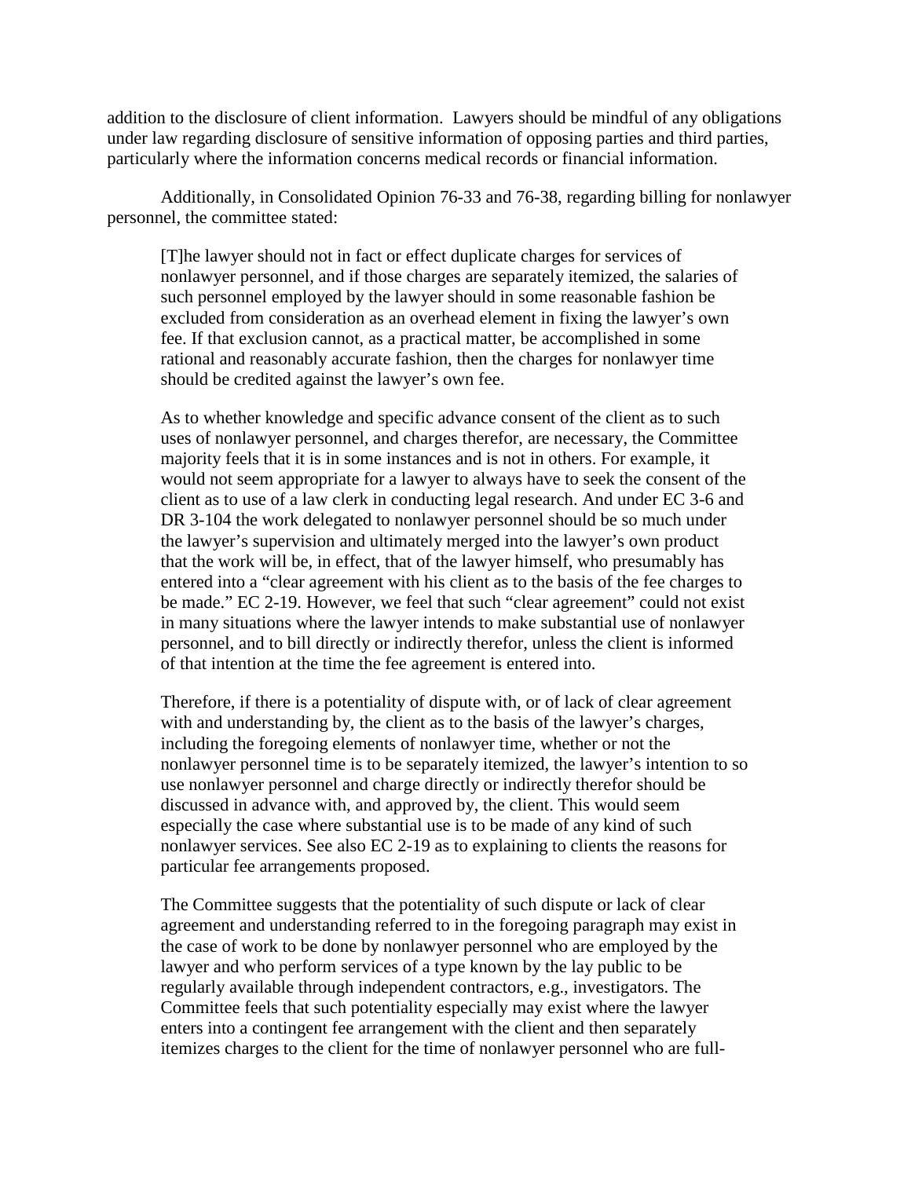addition to the disclosure of client information. Lawyers should be mindful of any obligations under law regarding disclosure of sensitive information of opposing parties and third parties, particularly where the information concerns medical records or financial information.

Additionally, in Consolidated Opinion 76-33 and 76-38, regarding billing for nonlawyer personnel, the committee stated:

> [T]he lawyer should not in fact or effect duplicate charges for services of nonlawyer personnel, and if those charges are separately itemized, the salaries of such personnel employed by the lawyer should in some reasonable fashion be excluded from consideration as an overhead element in fixing the lawyer's own fee. If that exclusion cannot, as a practical matter, be accomplished in some rational and reasonably accurate fashion, then the charges for nonlawyer time should be credited against the lawyer's own fee.
>
> As to whether knowledge and specific advance consent of the client as to such uses of nonlawyer personnel, and charges therefor, are necessary, the Committee majority feels that it is in some instances and is not in others. For example, it would not seem appropriate for a lawyer to always have to seek the consent of the client as to use of a law clerk in conducting legal research. And under EC 3-6 and DR 3-104 the work delegated to nonlawyer personnel should be so much under the lawyer's supervision and ultimately merged into the lawyer's own product that the work will be, in effect, that of the lawyer himself, who presumably has entered into a "clear agreement with his client as to the basis of the fee charges to be made." EC 2-19. However, we feel that such "clear agreement" could not exist in many situations where the lawyer intends to make substantial use of nonlawyer personnel, and to bill directly or indirectly therefor, unless the client is informed of that intention at the time the fee agreement is entered into.
>
> Therefore, if there is a potentiality of dispute with, or of lack of clear agreement with and understanding by, the client as to the basis of the lawyer's charges, including the foregoing elements of nonlawyer time, whether or not the nonlawyer personnel time is to be separately itemized, the lawyer's intention to so use nonlawyer personnel and charge directly or indirectly therefor should be discussed in advance with, and approved by, the client. This would seem especially the case where substantial use is to be made of any kind of such nonlawyer services. See also EC 2-19 as to explaining to clients the reasons for particular fee arrangements proposed.
>
> The Committee suggests that the potentiality of such dispute or lack of clear agreement and understanding referred to in the foregoing paragraph may exist in the case of work to be done by nonlawyer personnel who are employed by the lawyer and who perform services of a type known by the lay public to be regularly available through independent contractors, e.g., investigators. The Committee feels that such potentiality especially may exist where the lawyer enters into a contingent fee arrangement with the client and then separately itemizes charges to the client for the time of nonlawyer personnel who are full-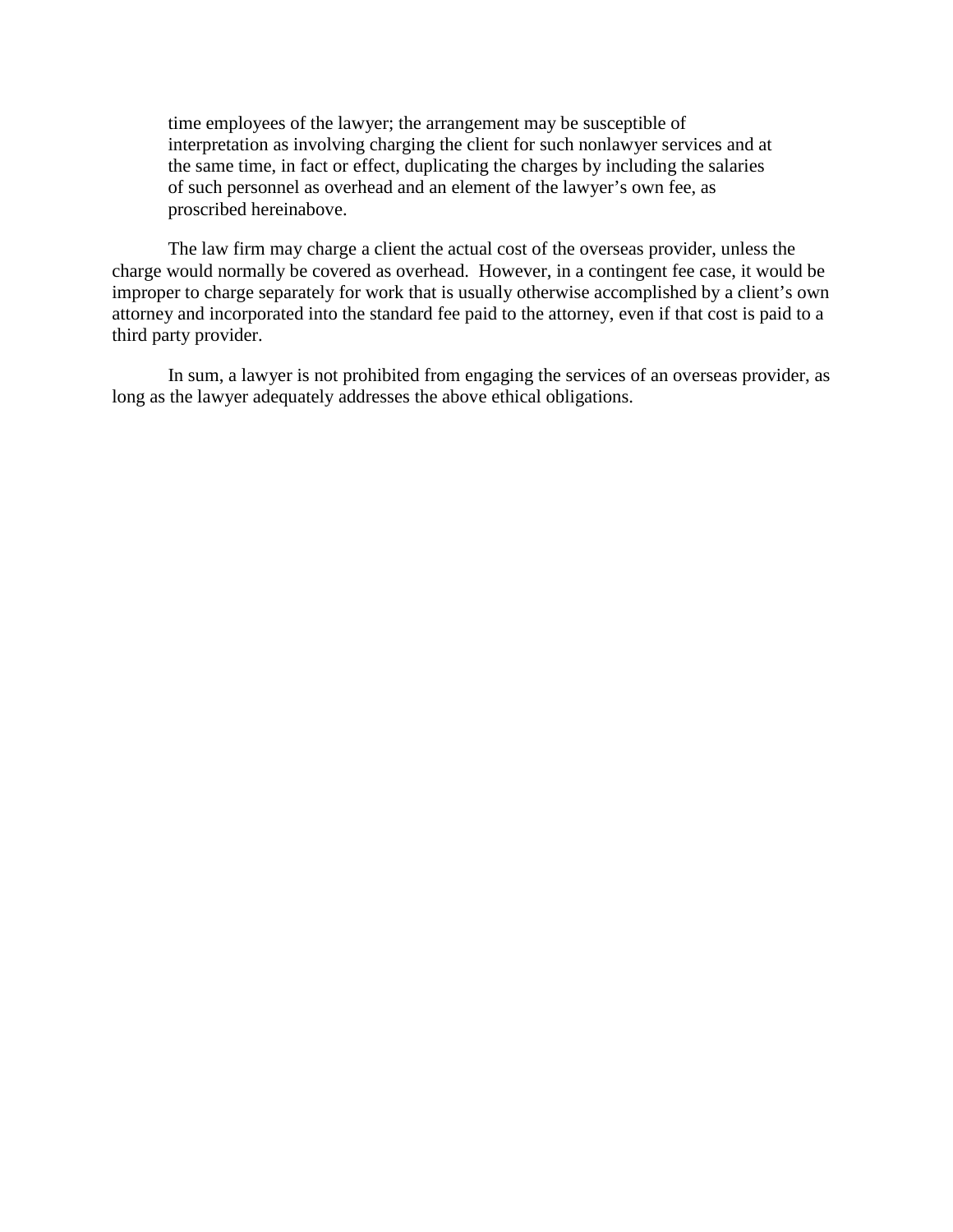> time employees of the lawyer; the arrangement may be susceptible of interpretation as involving charging the client for such nonlawyer services and at the same time, in fact or effect, duplicating the charges by including the salaries of such personnel as overhead and an element of the lawyer's own fee, as proscribed hereinabove.

The law firm may charge a client the actual cost of the overseas provider, unless the charge would normally be covered as overhead. However, in a contingent fee case, it would be improper to charge separately for work that is usually otherwise accomplished by a client's own attorney and incorporated into the standard fee paid to the attorney, even if that cost is paid to a third party provider.

In sum, a lawyer is not prohibited from engaging the services of an overseas provider, as long as the lawyer adequately addresses the above ethical obligations.